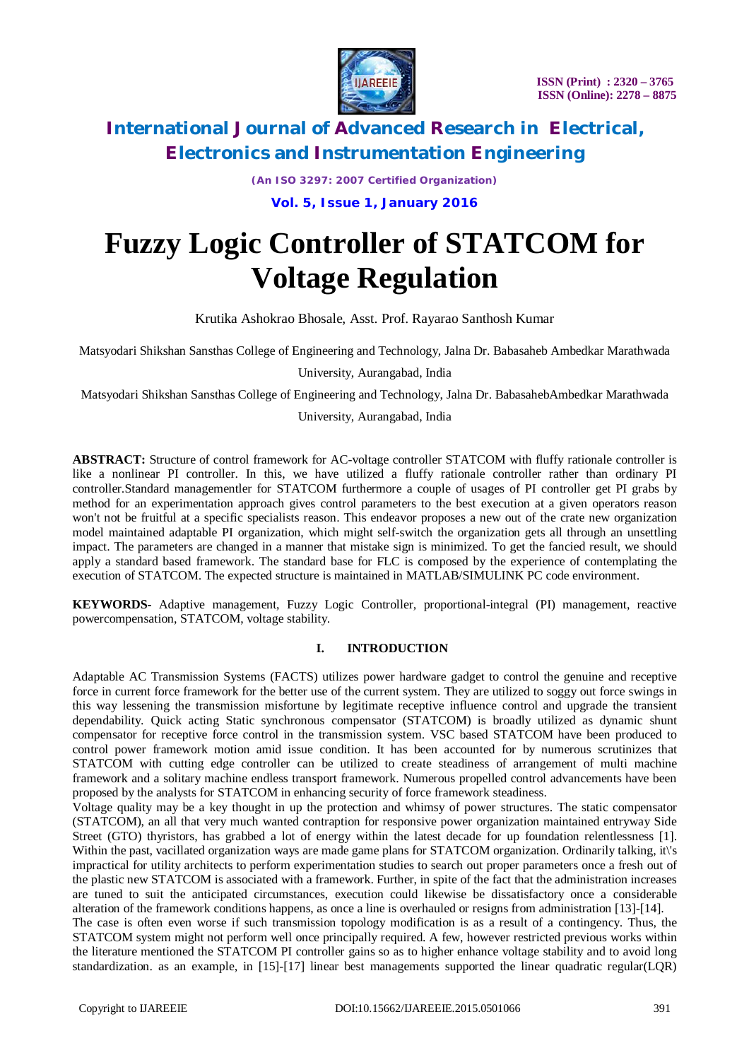# Fuzzy Logic Controller of STATCOM for Voltage Regulation

Krutika Ashokrao Bhosale, Asst. Prof. Rayarao Santhosh Kumar

Matsyodari Shikshan Sansthas College of Engineering and Technology, Jalna Dr. Babasaheb Ambedkar Marathwada University, Aurangabad, India

Matsyodari Shikshan Sansthas College of Engineering and Technology, Jalna Dr. BabasahebAmbedkar Marathwada University, Aurangabad, India

**ABSTRACT:** Structure of control framework for AC-voltage controller STATCOM with fluffy rationale controller is like a nonlinear PI controller. In this, we have utilized a fluffy rationale controller rather than ordinary PI controller.Standard managementler for STATCOM furthermore a couple of usages of PI controller get PI grabs by method for an experimentation approach gives control parameters to the best execution at a given operators reason won't not be fruitful at a specific specialists reason. This endeavor proposes a new out of the crate new organization model maintained adaptable PI organization, which might self-switch the organization gets all through an unsettling impact. The parameters are changed in a manner that mistake sign is minimized. To get the fancied result, we should apply a standard based framework. The standard base for FLC is composed by the experience of contemplating the execution of STATCOM. The expected structure is maintained in MATLAB/SIMULINK PC code environment.

**KEYWORDS-** Adaptive management, Fuzzy Logic Controller, proportional-integral (PI) management, reactive powercompensation, STATCOM, voltage stability.

## I. INTRODUCTION

Adaptable AC Transmission Systems (FACTS) utilizes power hardware gadget to control the genuine and receptive force in current force framework for the better use of the current system. They are utilized to soggy out force swings in this way lessening the transmission misfortune by legitimate receptive influence control and upgrade the transient dependability. Quick acting Static synchronous compensator (STATCOM) is broadly utilized as dynamic shunt compensator for receptive force control in the transmission system. VSC based STATCOM have been produced to control power framework motion amid issue condition. It has been accounted for by numerous scrutinizes that STATCOM with cutting edge controller can be utilized to create steadiness of arrangement of multi machine framework and a solitary machine endless transport framework. Numerous propelled control advancements have been proposed by the analysts for STATCOM in enhancing security of force framework steadiness.

Voltage quality may be a key thought in up the protection and whimsy of power structures. The static compensator (STATCOM), an all that very much wanted contraption for responsive power organization maintained entryway Side Street (GTO) thyristors, has grabbed a lot of energy within the latest decade for up foundation relentlessness [1]. Within the past, vacillated organization ways are made game plans for STATCOM organization. Ordinarily talking, it\'s impractical for utility architects to perform experimentation studies to search out proper parameters once a fresh out of the plastic new STATCOM is associated with a framework. Further, in spite of the fact that the administration increases are tuned to suit the anticipated circumstances, execution could likewise be dissatisfactory once a considerable alteration of the framework conditions happens, as once a line is overhauled or resigns from administration [13]-[14].

The case is often even worse if such transmission topology modification is as a result of a contingency. Thus, the STATCOM system might not perform well once principally required. A few, however restricted previous works within the literature mentioned the STATCOM PI controller gains so as to higher enhance voltage stability and to avoid long standardization. as an example, in [15]-[17] linear best managements supported the linear quadratic regular(LQR)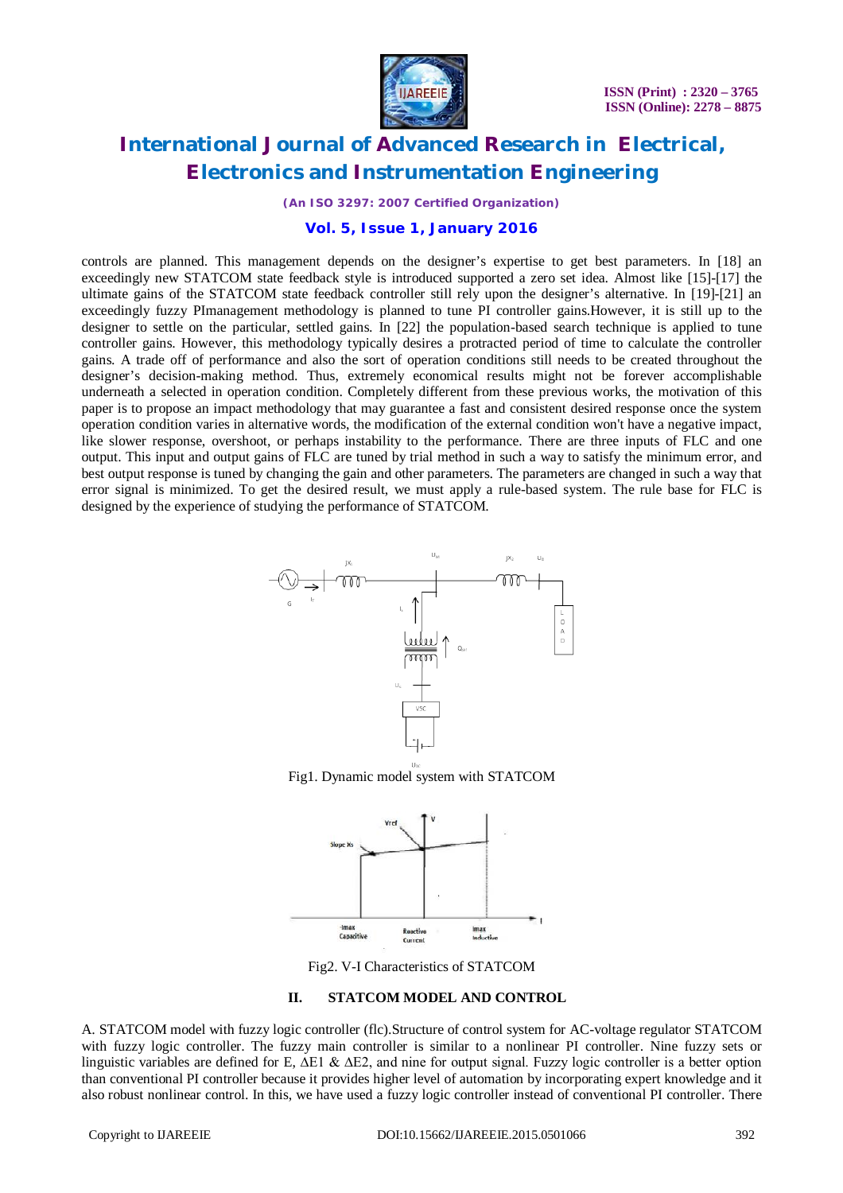controls are planned. This management depends on the designer's expertise to get best parameters. In [18] an exceedingly new STATCOM state feedback style is introduced supported a zero set idea. Almost like [15]-[17] the ultimate gains of the STATCOM state feedback controller still rely upon the designer's alternative. In [19]-[21] an exceedingly fuzzy PImanagement methodology is planned to tune PI controller gains.However, it is still up to the designer to settle on the particular, settled gains. In [22] the population-based search technique is applied to tune controller gains. However, this methodology typically desires a protracted period of time to calculate the controller gains. A trade off of performance and also the sort of operation conditions still needs to be created throughout the designer's decision-making method. Thus, extremely economical results might not be forever accomplishable underneath a selected in operation condition. Completely different from these previous works, the motivation of this paper is to propose an impact methodology that may guarantee a fast and consistent desired response once the system operation condition varies in alternative words, the modification of the external condition won't have a negative impact, like slower response, overshoot, or perhaps instability to the performance. There are three inputs of FLC and one output. This input and output gains of FLC are tuned by trial method in such a way to satisfy the minimum error, and best output response is tuned by changing the gain and other parameters. The parameters are changed in such a way that error signal is minimized. To get the desired result, we must apply a rule-based system. The rule base for FLC is designed by the experience of studying the performance of STATCOM.

Fig1. Dynamic model system with STATCOM

Fig2. V-I Characteristics of STATCOM

## II. STATCOM MODEL AND CONTROL

A. STATCOM model with fuzzy logic controller (flc).Structure of control system for AC-voltage regulator STATCOM with fuzzy logic controller. The fuzzy main controller is similar to a nonlinear PI controller. Nine fuzzy sets or linguistic variables are defined for E, ΔE1 & ΔE2, and nine for output signal. Fuzzy logic controller is a better option than conventional PI controller because it provides higher level of automation by incorporating expert knowledge and it also robust nonlinear control. In this, we have used a fuzzy logic controller instead of conventional PI controller. There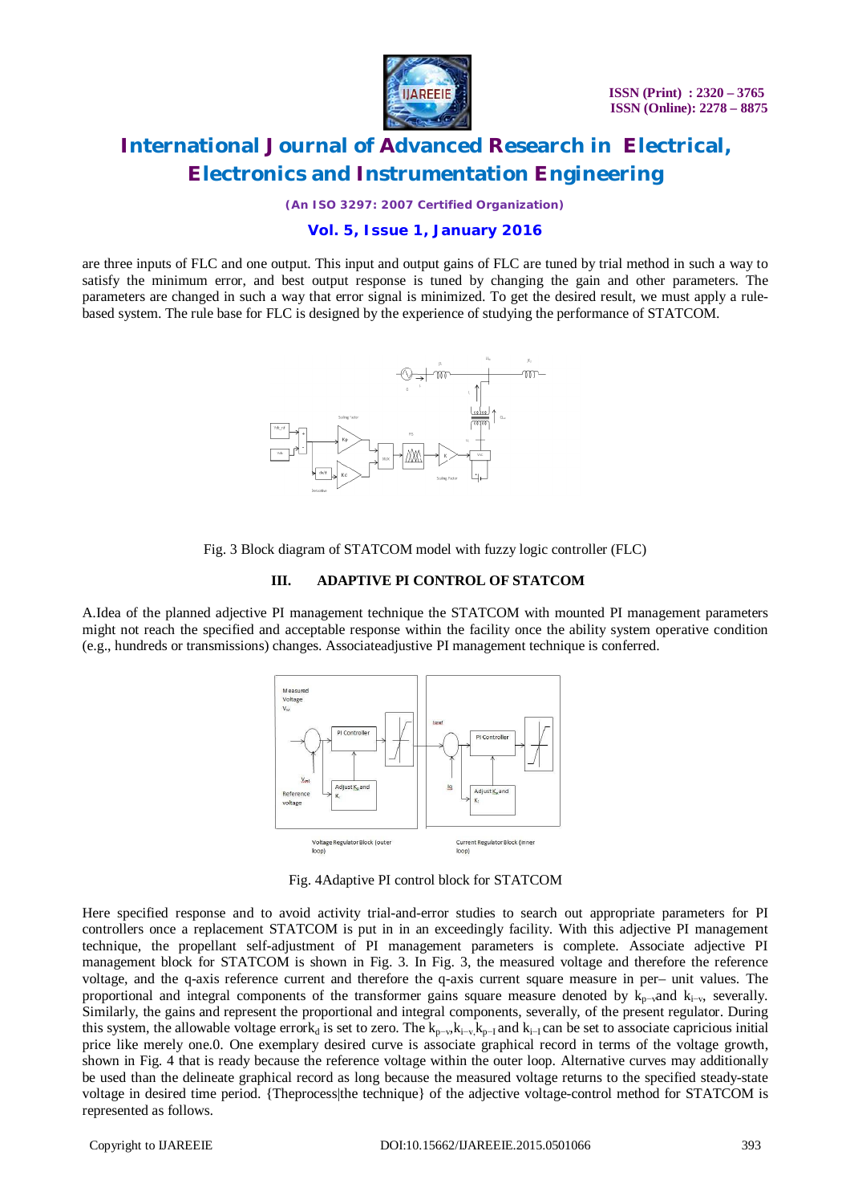are three inputs of FLC and one output. This input and output gains of FLC are tuned by trial method in such a way to satisfy the minimum error, and best output response is tuned by changing the gain and other parameters. The parameters are changed in such a way that error signal is minimized. To get the desired result, we must apply a rule-based system. The rule base for FLC is designed by the experience of studying the performance of STATCOM.

Fig. 3 Block diagram of STATCOM model with fuzzy logic controller (FLC)

## III. ADAPTIVE PI CONTROL OF STATCOM

A.Idea of the planned adjective PI management technique the STATCOM with mounted PI management parameters might not reach the specified and acceptable response within the facility once the ability system operative condition (e.g., hundreds or transmissions) changes. Associateadjustive PI management technique is conferred.

Fig. 4Adaptive PI control block for STATCOM

Here specified response and to avoid activity trial-and-error studies to search out appropriate parameters for PI controllers once a replacement STATCOM is put in in an exceedingly facility. With this adjective PI management technique, the propellant self-adjustment of PI management parameters is complete. Associate adjective PI management block for STATCOM is shown in Fig. 3. In Fig. 3, the measured voltage and therefore the reference voltage, and the q-axis reference current and therefore the q-axis current square measure in per– unit values. The proportional and integral components of the transformer gains square measure denoted by $k_{p-v}$and $k_{i-v}$, severally. Similarly, the gains and represent the proportional and integral components, severally, of the present regulator. During this system, the allowable voltage error$k_d$ is set to zero. The $k_{p-v}$,$k_{i-v}$,$k_{p-I}$and $k_{i-I}$can be set to associate capricious initial price like merely one.0. One exemplary desired curve is associate graphical record in terms of the voltage growth, shown in Fig. 4 that is ready because the reference voltage within the outer loop. Alternative curves may additionally be used than the delineate graphical record as long because the measured voltage returns to the specified steady-state voltage in desired time period. {Theprocess|the technique} of the adjective voltage-control method for STATCOM is represented as follows.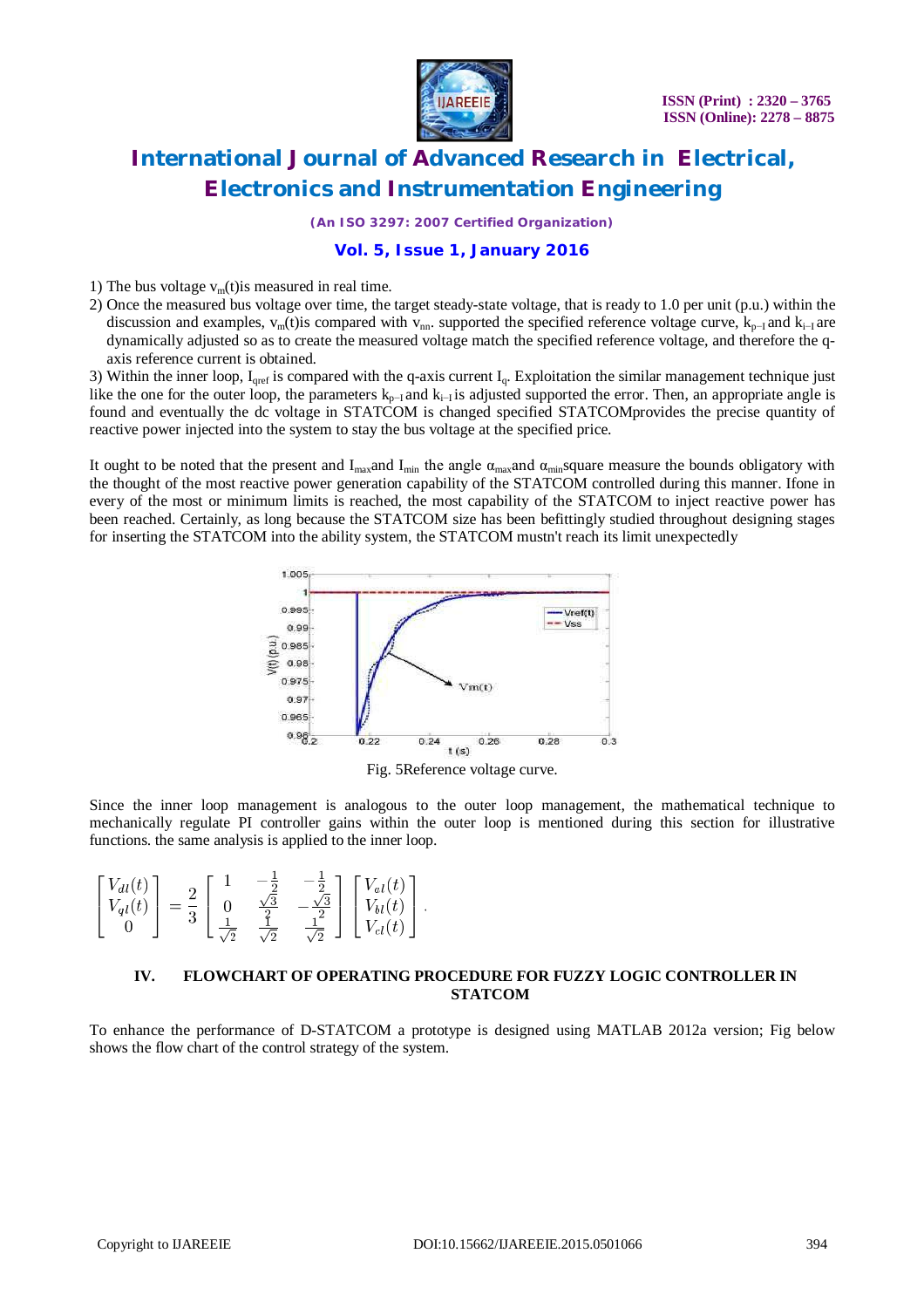1) The bus voltage $v_m(t)$is measured in real time.

2) Once the measured bus voltage over time, the target steady-state voltage, that is ready to 1.0 per unit (p.u.) within the discussion and examples, $v_m(t)$is compared with $v_{nn}$. supported the specified reference voltage curve, $k_{p-I}$ and $k_{i-I}$ are dynamically adjusted so as to create the measured voltage match the specified reference voltage, and therefore the q-axis reference current is obtained.

3) Within the inner loop, $I_{qref}$ is compared with the q-axis current $I_q$. Exploitation the similar management technique just like the one for the outer loop, the parameters $k_{p-I}$ and $k_{i-I}$ is adjusted supported the error. Then, an appropriate angle is found and eventually the dc voltage in STATCOM is changed specified STATCOMprovides the precise quantity of reactive power injected into the system to stay the bus voltage at the specified price.

It ought to be noted that the present and $I_{max}$and $I_{min}$ the angle $\alpha_{max}$and $\alpha_{min}$square measure the bounds obligatory with the thought of the most reactive power generation capability of the STATCOM controlled during this manner. Ifone in every of the most or minimum limits is reached, the most capability of the STATCOM to inject reactive power has been reached. Certainly, as long because the STATCOM size has been befittingly studied throughout designing stages for inserting the STATCOM into the ability system, the STATCOM mustn't reach its limit unexpectedly

Fig. 5Reference voltage curve.

Since the inner loop management is analogous to the outer loop management, the mathematical technique to mechanically regulate PI controller gains within the outer loop is mentioned during this section for illustrative functions. the same analysis is applied to the inner loop.

$$\begin{bmatrix} V_{dl}(t) \\ V_{ql}(t) \\ 0 \end{bmatrix} = \frac{2}{3} \begin{bmatrix} 1 & -\frac{1}{2} & -\frac{1}{2} \\ 0 & \frac{\sqrt{3}}{2} & -\frac{\sqrt{3}}{2} \\ \frac{1}{\sqrt{2}} & \frac{1}{\sqrt{2}} & \frac{1}{\sqrt{2}} \end{bmatrix} \begin{bmatrix} V_{al}(t) \\ V_{bl}(t) \\ V_{cl}(t) \end{bmatrix}.$$

## IV. FLOWCHART OF OPERATING PROCEDURE FOR FUZZY LOGIC CONTROLLER IN STATCOM

To enhance the performance of D-STATCOM a prototype is designed using MATLAB 2012a version; Fig below shows the flow chart of the control strategy of the system.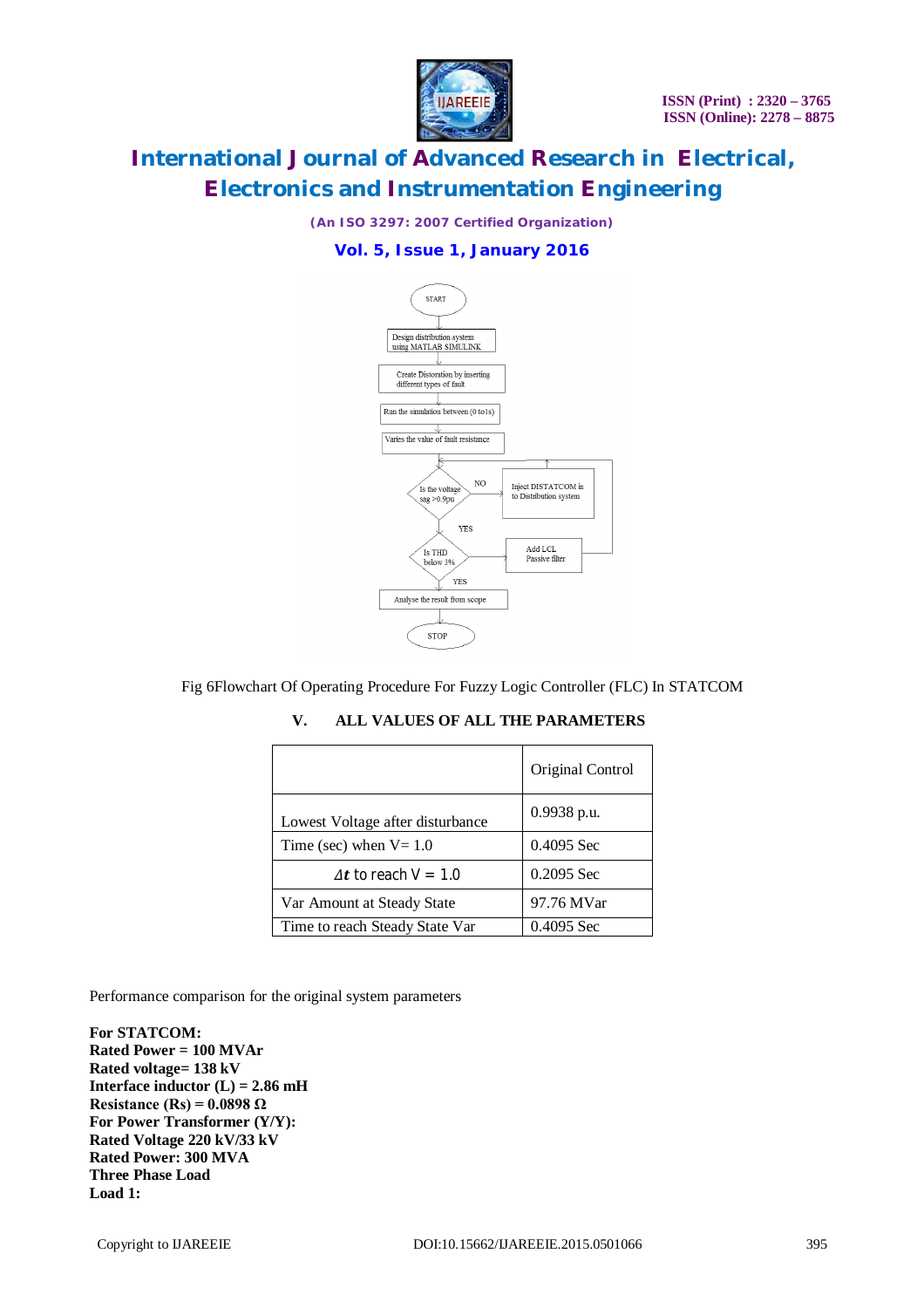Fig 6Flowchart Of Operating Procedure For Fuzzy Logic Controller (FLC) In STATCOM

## V. ALL VALUES OF ALL THE PARAMETERS

| | Original Control |
|---|---|
| Lowest Voltage after disturbance | 0.9938 p.u. |
| Time (sec) when V= 1.0 | 0.4095 Sec |
| $\Delta t$ to reach V = 1.0 | 0.2095 Sec |
| Var Amount at Steady State | 97.76 MVar |
| Time to reach Steady State Var | 0.4095 Sec |

Performance comparison for the original system parameters

**For STATCOM:**
**Rated Power = 100 MVAr**
**Rated voltage= 138 kV**
**Interface inductor (L) = 2.86 mH**
**Resistance (Rs) = 0.0898 Ω**
**For Power Transformer (Y/Y):**
**Rated Voltage 220 kV/33 kV**
**Rated Power: 300 MVA**
**Three Phase Load**
**Load 1:**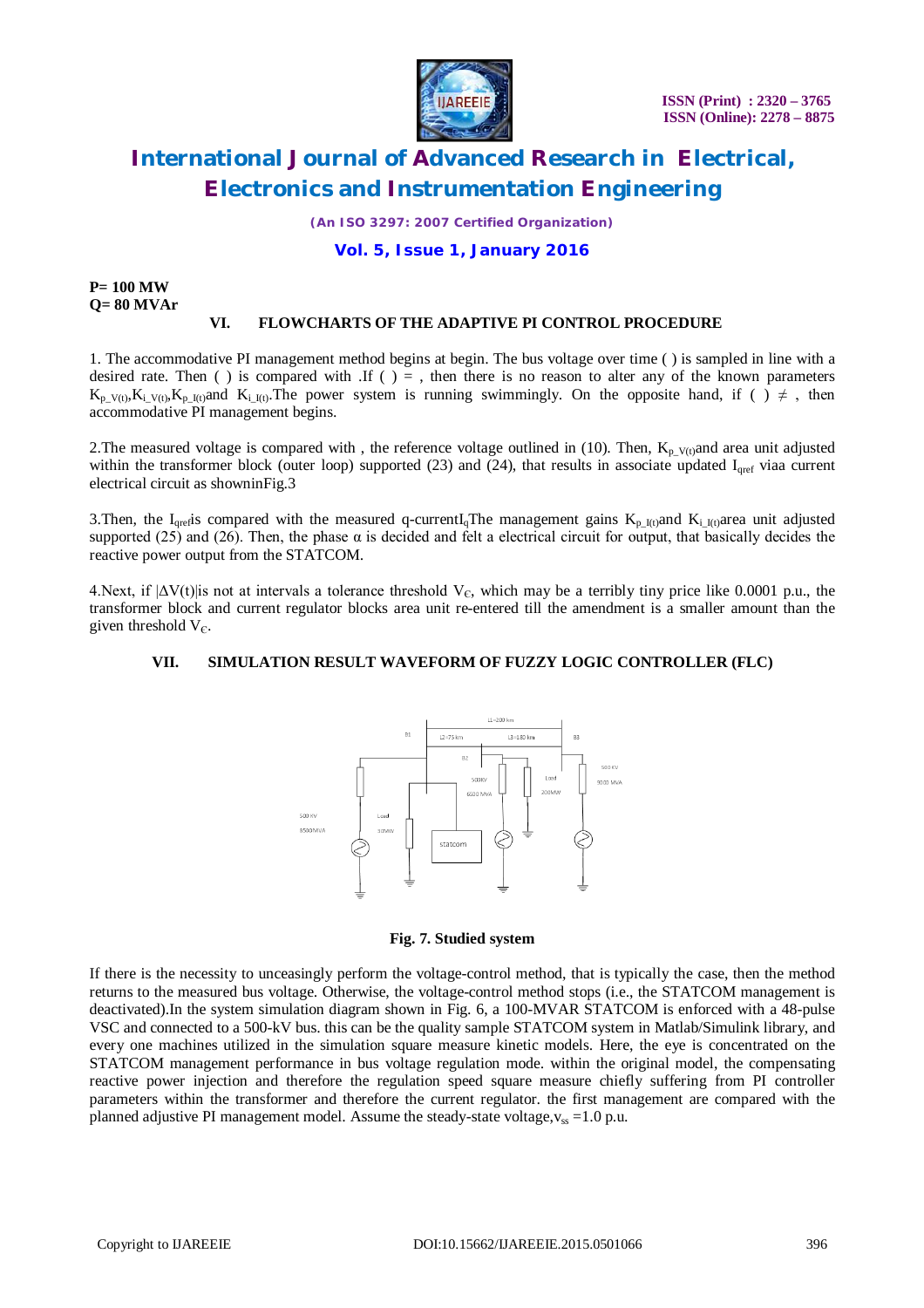**P= 100 MW**
**Q= 80 MVAr**

## VI. FLOWCHARTS OF THE ADAPTIVE PI CONTROL PROCEDURE

1. The accommodative PI management method begins at begin. The bus voltage over time ( ) is sampled in line with a desired rate. Then ( ) is compared with .If ( ) = , then there is no reason to alter any of the known parameters $K_{p\_V(t)}$,$K_{i\_V(t)}$,$K_{p\_I(t)}$and $K_{i\_I(t)}$.The power system is running swimmingly. On the opposite hand, if ( ) ≠ , then accommodative PI management begins.

2.The measured voltage is compared with , the reference voltage outlined in (10). Then, $K_{p\_V(t)}$and area unit adjusted within the transformer block (outer loop) supported (23) and (24), that results in associate updated $I_{qref}$ viaa current electrical circuit as showninFig.3

3.Then, the $I_{qref}$is compared with the measured q-current$I_q$The management gains $K_{p\_I(t)}$and $K_{i\_I(t)}$area unit adjusted supported (25) and (26). Then, the phase α is decided and felt a electrical circuit for output, that basically decides the reactive power output from the STATCOM.

4.Next, if $|\Delta V(t)|$is not at intervals a tolerance threshold $V_C$, which may be a terribly tiny price like 0.0001 p.u., the transformer block and current regulator blocks area unit re-entered till the amendment is a smaller amount than the given threshold $V_C$.

## VII. SIMULATION RESULT WAVEFORM OF FUZZY LOGIC CONTROLLER (FLC)

**Fig. 7. Studied system**

If there is the necessity to unceasingly perform the voltage-control method, that is typically the case, then the method returns to the measured bus voltage. Otherwise, the voltage-control method stops (i.e., the STATCOM management is deactivated).In the system simulation diagram shown in Fig. 6, a 100-MVAR STATCOM is enforced with a 48-pulse VSC and connected to a 500-kV bus. this can be the quality sample STATCOM system in Matlab/Simulink library, and every one machines utilized in the simulation square measure kinetic models. Here, the eye is concentrated on the STATCOM management performance in bus voltage regulation mode. within the original model, the compensating reactive power injection and therefore the regulation speed square measure chiefly suffering from PI controller parameters within the transformer and therefore the current regulator. the first management are compared with the planned adjustive PI management model. Assume the steady-state voltage,$v_{ss}$ =1.0 p.u.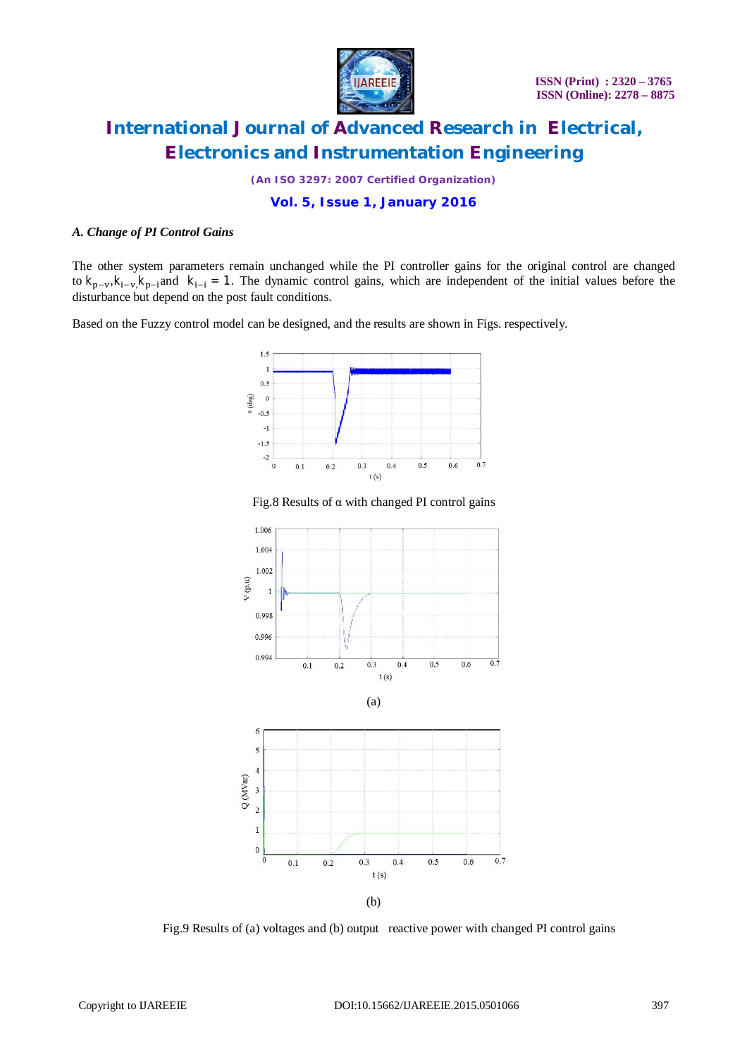*A. Change of PI Control Gains*

The other system parameters remain unchanged while the PI controller gains for the original control are changed to $k_{p-v}$,$k_{i-v,}$$k_{p-i}$and $k_{i-i} = 1$. The dynamic control gains, which are independent of the initial values before the disturbance but depend on the post fault conditions.

Based on the Fuzzy control model can be designed, and the results are shown in Figs. respectively.

Fig.8 Results of α with changed PI control gains

(a)

(b)

Fig.9 Results of (a) voltages and (b) output reactive power with changed PI control gains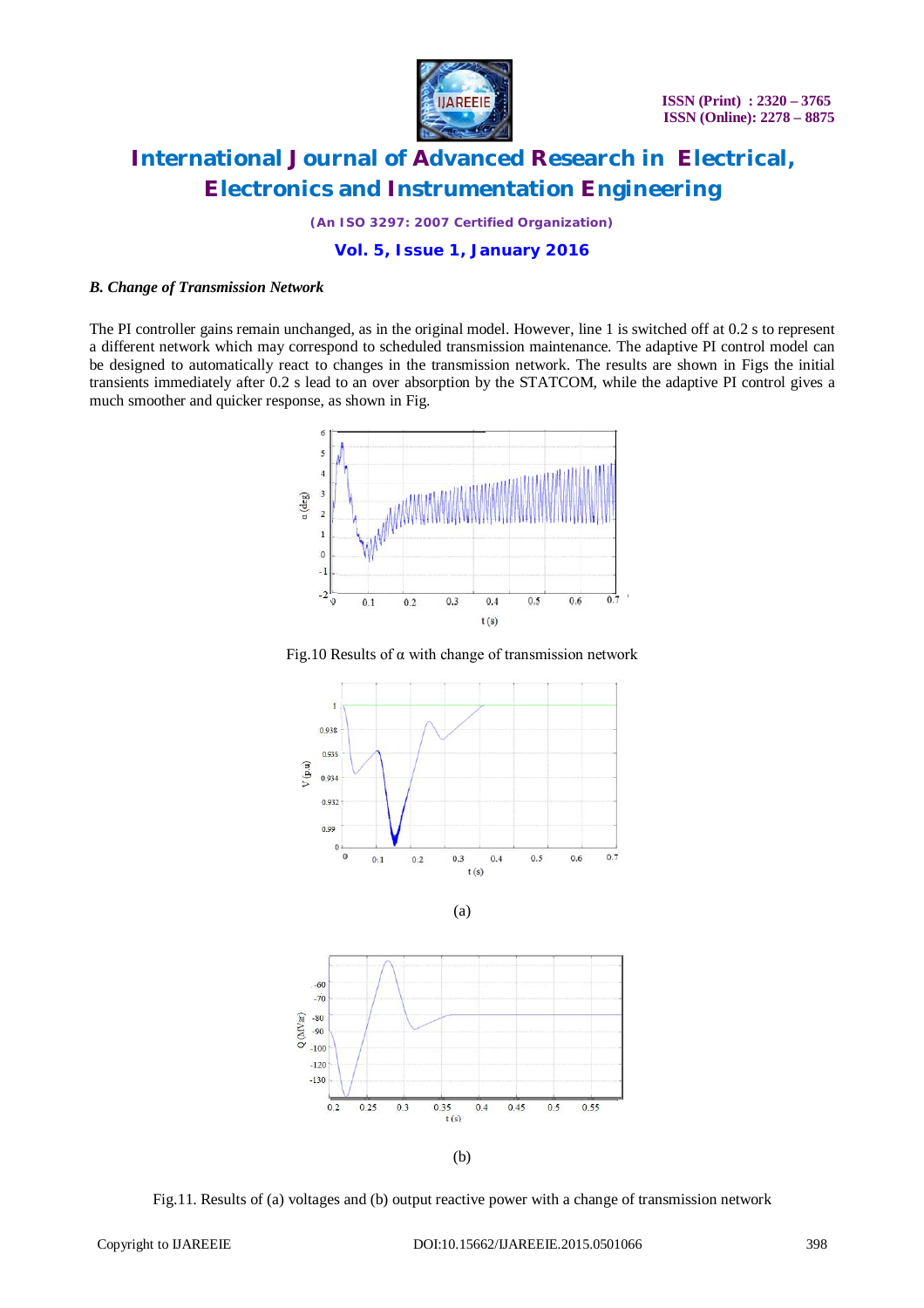### *B. Change of Transmission Network*

The PI controller gains remain unchanged, as in the original model. However, line 1 is switched off at 0.2 s to represent a different network which may correspond to scheduled transmission maintenance. The adaptive PI control model can be designed to automatically react to changes in the transmission network. The results are shown in Figs the initial transients immediately after 0.2 s lead to an over absorption by the STATCOM, while the adaptive PI control gives a much smoother and quicker response, as shown in Fig.

Fig.10 Results of α with change of transmission network

(a)

(b)

Fig.11. Results of (a) voltages and (b) output reactive power with a change of transmission network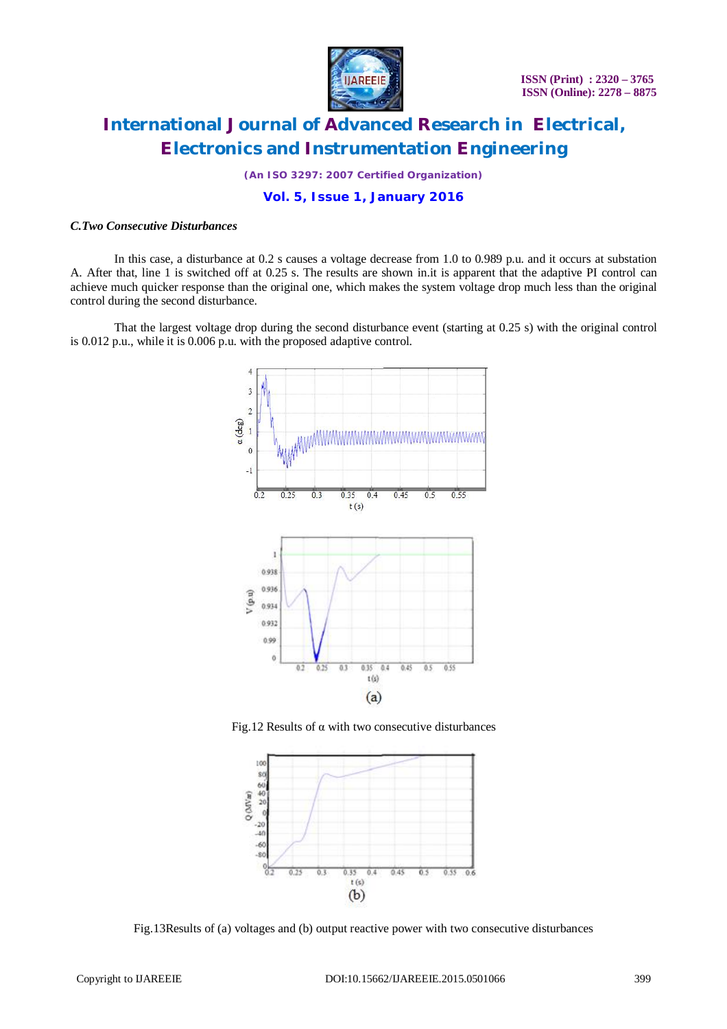### *C.Two Consecutive Disturbances*

In this case, a disturbance at 0.2 s causes a voltage decrease from 1.0 to 0.989 p.u. and it occurs at substation A. After that, line 1 is switched off at 0.25 s. The results are shown in.it is apparent that the adaptive PI control can achieve much quicker response than the original one, which makes the system voltage drop much less than the original control during the second disturbance.

That the largest voltage drop during the second disturbance event (starting at 0.25 s) with the original control is 0.012 p.u., while it is 0.006 p.u. with the proposed adaptive control.

Fig.12 Results of α with two consecutive disturbances

(a)

(b)

Fig.13Results of (a) voltages and (b) output reactive power with two consecutive disturbances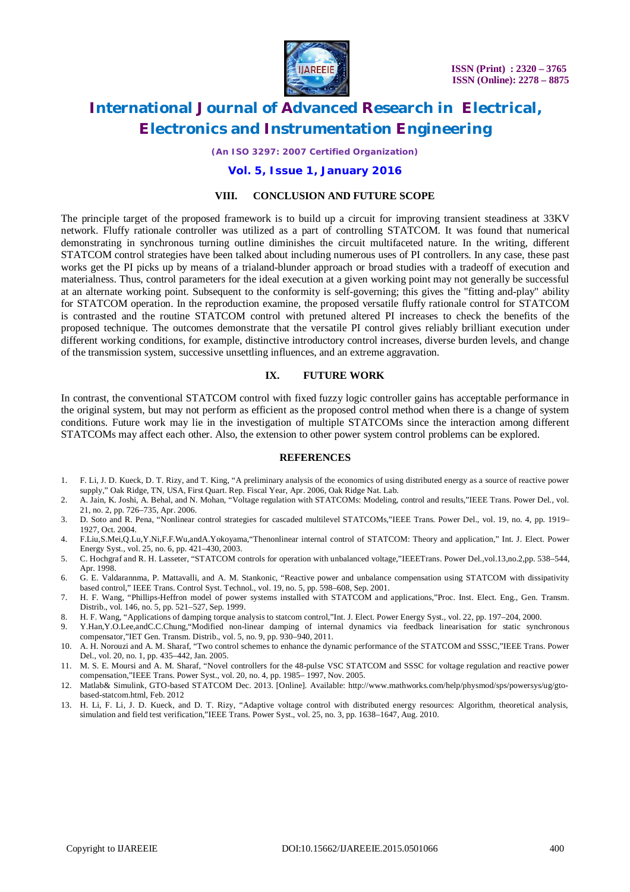## VIII. CONCLUSION AND FUTURE SCOPE

The principle target of the proposed framework is to build up a circuit for improving transient steadiness at 33KV network. Fluffy rationale controller was utilized as a part of controlling STATCOM. It was found that numerical demonstrating in synchronous turning outline diminishes the circuit multifaceted nature. In the writing, different STATCOM control strategies have been talked about including numerous uses of PI controllers. In any case, these past works get the PI picks up by means of a trialand-blunder approach or broad studies with a tradeoff of execution and materialness. Thus, control parameters for the ideal execution at a given working point may not generally be successful at an alternate working point. Subsequent to the conformity is self-governing; this gives the "fitting and-play" ability for STATCOM operation. In the reproduction examine, the proposed versatile fluffy rationale control for STATCOM is contrasted and the routine STATCOM control with pretuned altered PI increases to check the benefits of the proposed technique. The outcomes demonstrate that the versatile PI control gives reliably brilliant execution under different working conditions, for example, distinctive introductory control increases, diverse burden levels, and change of the transmission system, successive unsettling influences, and an extreme aggravation.

## IX. FUTURE WORK

In contrast, the conventional STATCOM control with fixed fuzzy logic controller gains has acceptable performance in the original system, but may not perform as efficient as the proposed control method when there is a change of system conditions. Future work may lie in the investigation of multiple STATCOMs since the interaction among different STATCOMs may affect each other. Also, the extension to other power system control problems can be explored.

## REFERENCES

1. F. Li, J. D. Kueck, D. T. Rizy, and T. King, "A preliminary analysis of the economics of using distributed energy as a source of reactive power supply," Oak Ridge, TN, USA, First Quart. Rep. Fiscal Year, Apr. 2006, Oak Ridge Nat. Lab.
2. A. Jain, K. Joshi, A. Behal, and N. Mohan, "Voltage regulation with STATCOMs: Modeling, control and results,"IEEE Trans. Power Del., vol. 21, no. 2, pp. 726–735, Apr. 2006.
3. D. Soto and R. Pena, "Nonlinear control strategies for cascaded multilevel STATCOMs,"IEEE Trans. Power Del., vol. 19, no. 4, pp. 1919–1927, Oct. 2004.
4. F.Liu,S.Mei,Q.Lu,Y.Ni,F.F.Wu,andA.Yokoyama,"Thenonlinear internal control of STATCOM: Theory and application," Int. J. Elect. Power Energy Syst., vol. 25, no. 6, pp. 421–430, 2003.
5. C. Hochgraf and R. H. Lasseter, "STATCOM controls for operation with unbalanced voltage,"IEEETrans. Power Del.,vol.13,no.2,pp. 538–544, Apr. 1998.
6. G. E. Valdarannma, P. Mattavalli, and A. M. Stankonic, "Reactive power and unbalance compensation using STATCOM with dissipativity based control," IEEE Trans. Control Syst. Technol., vol. 19, no. 5, pp. 598–608, Sep. 2001.
7. H. F. Wang, "Phillips-Heffron model of power systems installed with STATCOM and applications,"Proc. Inst. Elect. Eng., Gen. Transm. Distrib., vol. 146, no. 5, pp. 521–527, Sep. 1999.
8. H. F. Wang, "Applications of damping torque analysis to statcom control,"Int. J. Elect. Power Energy Syst., vol. 22, pp. 197–204, 2000.
9. Y.Han,Y.O.Lee,andC.C.Chung,"Modified non-linear damping of internal dynamics via feedback linearisation for static synchronous compensator,"IET Gen. Transm. Distrib., vol. 5, no. 9, pp. 930–940, 2011.
10. A. H. Norouzi and A. M. Sharaf, "Two control schemes to enhance the dynamic performance of the STATCOM and SSSC,"IEEE Trans. Power Del., vol. 20, no. 1, pp. 435–442, Jan. 2005.
11. M. S. E. Moursi and A. M. Sharaf, "Novel controllers for the 48-pulse VSC STATCOM and SSSC for voltage regulation and reactive power compensation,"IEEE Trans. Power Syst., vol. 20, no. 4, pp. 1985– 1997, Nov. 2005.
12. Matlab& Simulink, GTO-based STATCOM Dec. 2013. [Online]. Available: http://www.mathworks.com/help/physmod/sps/powersys/ug/gto-based-statcom.html, Feb. 2012
13. H. Li, F. Li, J. D. Kueck, and D. T. Rizy, "Adaptive voltage control with distributed energy resources: Algorithm, theoretical analysis, simulation and field test verification,"IEEE Trans. Power Syst., vol. 25, no. 3, pp. 1638–1647, Aug. 2010.